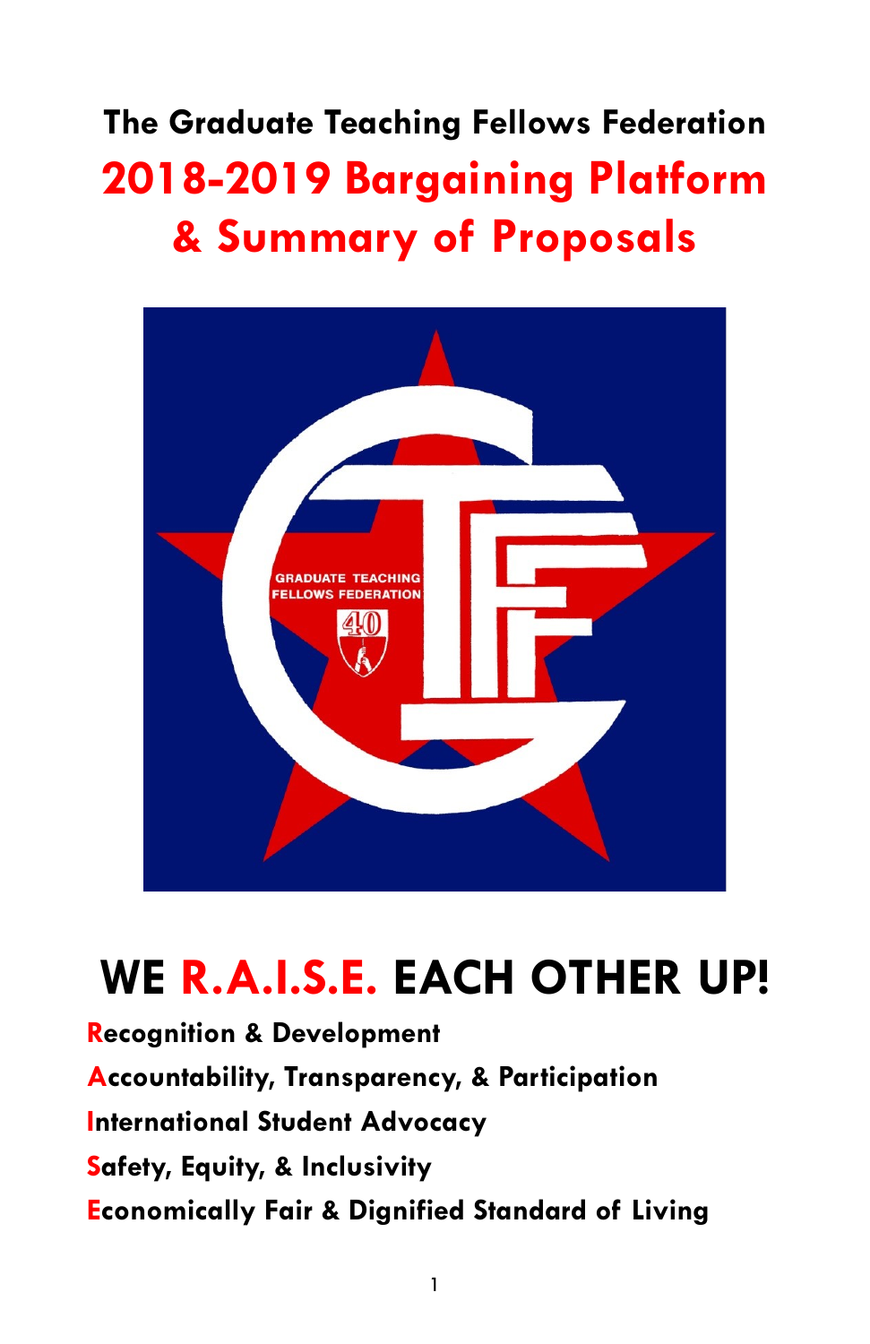# The Graduate Teaching Fellows Federation

# 2018-2019 Bargaining Platform & Summary of Proposals

## WE R.A.I.S.E. EACH OTHER UP!

**Recognition & Development**

**Accountability, Transparency, & Participation**

**International Student Advocacy**

**Safety, Equity, & Inclusivity**

**Economically Fair & Dignified Standard of Living**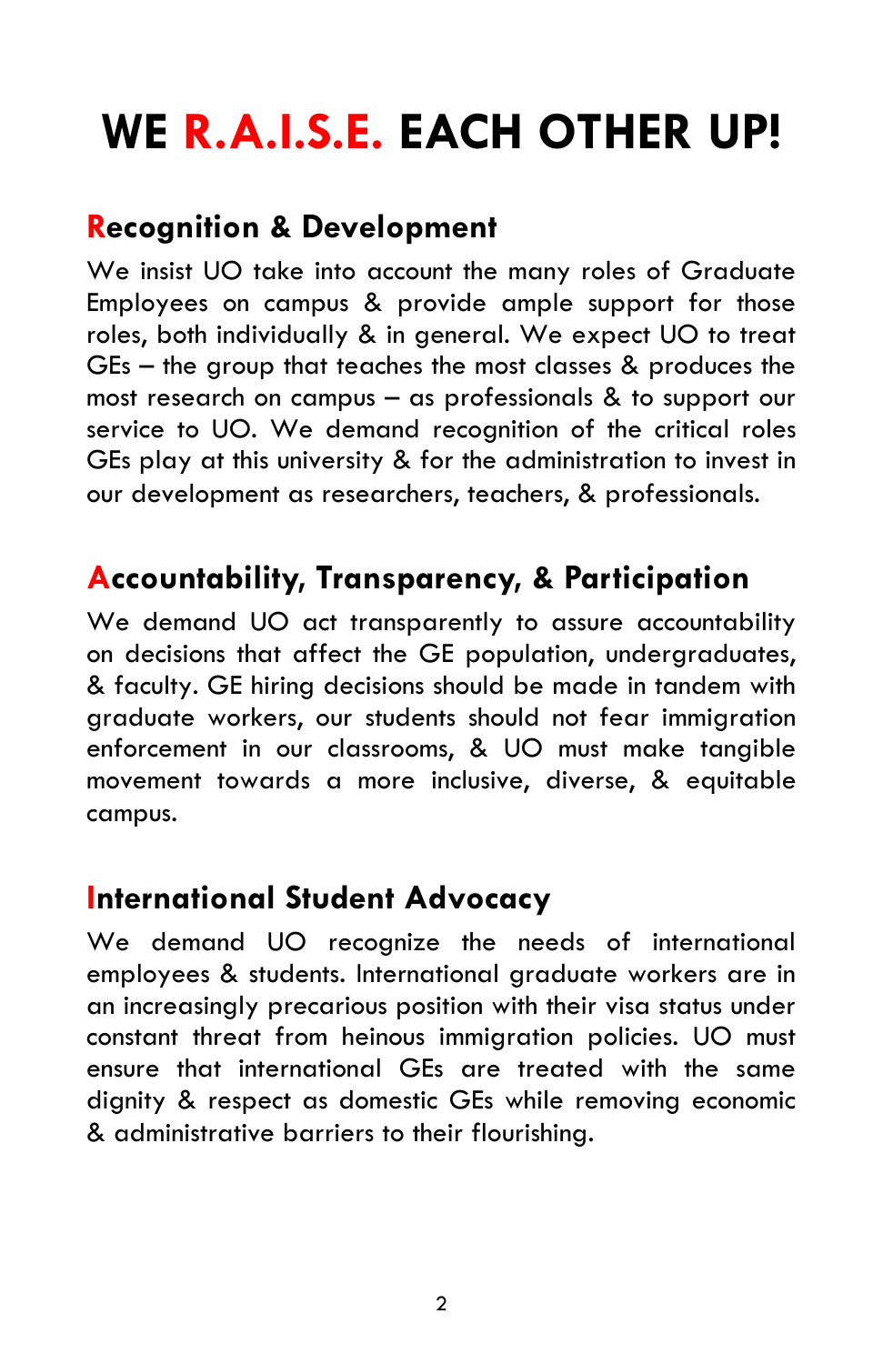# WE R.A.I.S.E. EACH OTHER UP!

## Recognition & Development

We insist UO take into account the many roles of Graduate Employees on campus & provide ample support for those roles, both individually & in general. We expect UO to treat GEs – the group that teaches the most classes & produces the most research on campus – as professionals & to support our service to UO. We demand recognition of the critical roles GEs play at this university & for the administration to invest in our development as researchers, teachers, & professionals.

## Accountability, Transparency, & Participation

We demand UO act transparently to assure accountability on decisions that affect the GE population, undergraduates, & faculty. GE hiring decisions should be made in tandem with graduate workers, our students should not fear immigration enforcement in our classrooms, & UO must make tangible movement towards a more inclusive, diverse, & equitable campus.

## International Student Advocacy

We demand UO recognize the needs of international employees & students. International graduate workers are in an increasingly precarious position with their visa status under constant threat from heinous immigration policies. UO must ensure that international GEs are treated with the same dignity & respect as domestic GEs while removing economic & administrative barriers to their flourishing.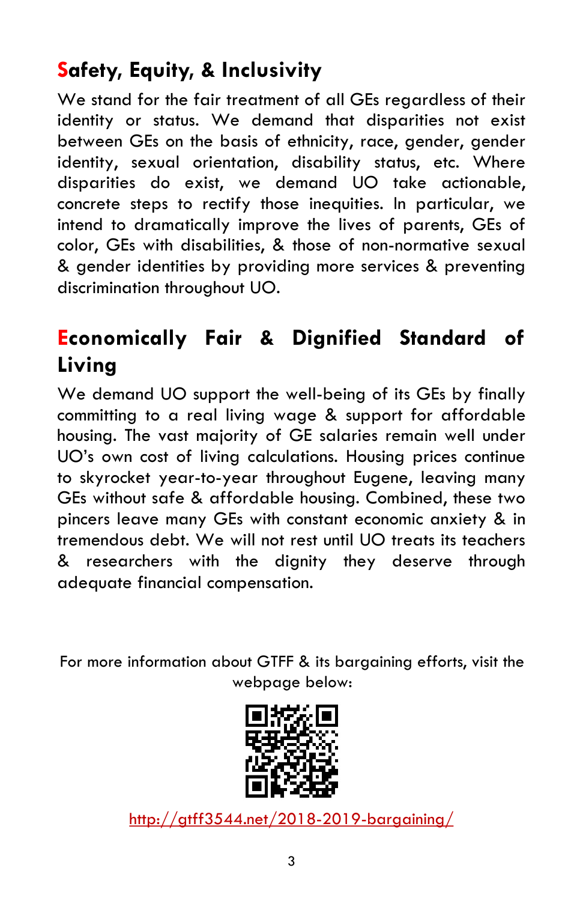## Safety, Equity, & Inclusivity

We stand for the fair treatment of all GEs regardless of their identity or status. We demand that disparities not exist between GEs on the basis of ethnicity, race, gender, gender identity, sexual orientation, disability status, etc. Where disparities do exist, we demand UO take actionable, concrete steps to rectify those inequities. In particular, we intend to dramatically improve the lives of parents, GEs of color, GEs with disabilities, & those of non-normative sexual & gender identities by providing more services & preventing discrimination throughout UO.

## Economically Fair & Dignified Standard of Living

We demand UO support the well-being of its GEs by finally committing to a real living wage & support for affordable housing. The vast majority of GE salaries remain well under UO's own cost of living calculations. Housing prices continue to skyrocket year-to-year throughout Eugene, leaving many GEs without safe & affordable housing. Combined, these two pincers leave many GEs with constant economic anxiety & in tremendous debt. We will not rest until UO treats its teachers & researchers with the dignity they deserve through adequate financial compensation.

For more information about GTFF & its bargaining efforts, visit the webpage below:

http://gtff3544.net/2018-2019-bargaining/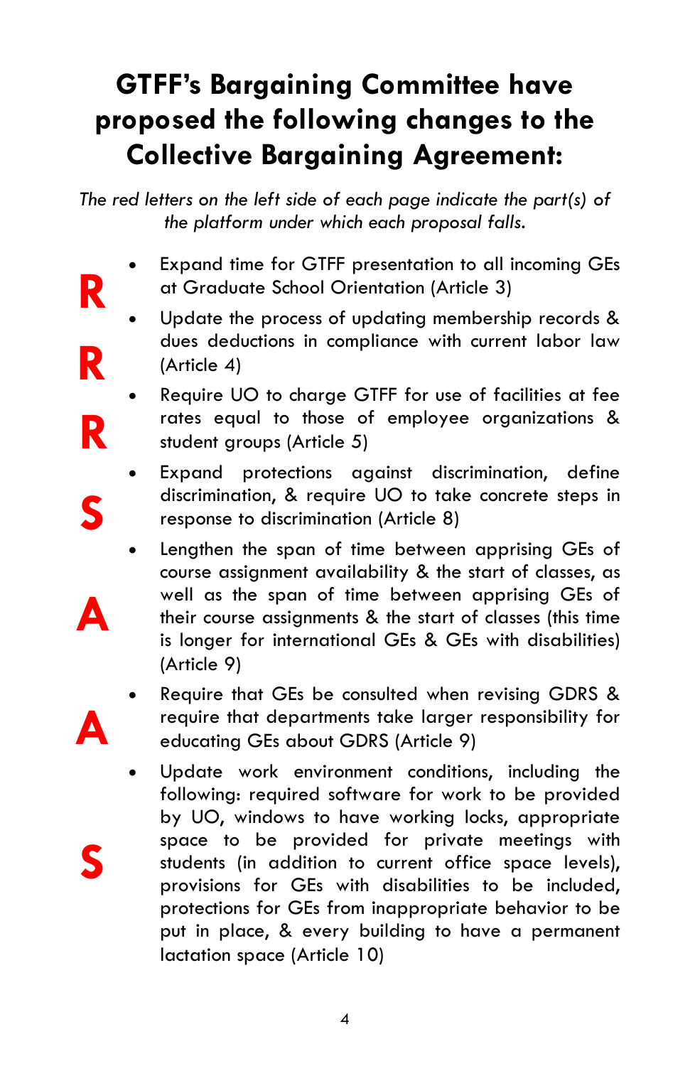# GTFF's Bargaining Committee have proposed the following changes to the Collective Bargaining Agreement:

*The red letters on the left side of each page indicate the part(s) of the platform under which each proposal falls.*

- **R** — Expand time for GTFF presentation to all incoming GEs at Graduate School Orientation (Article 3)
- **R** — Update the process of updating membership records & dues deductions in compliance with current labor law (Article 4)
- **R** — Require UO to charge GTFF for use of facilities at fee rates equal to those of employee organizations & student groups (Article 5)
- **S** — Expand protections against discrimination, define discrimination, & require UO to take concrete steps in response to discrimination (Article 8)
- **A** — Lengthen the span of time between apprising GEs of course assignment availability & the start of classes, as well as the span of time between apprising GEs of their course assignments & the start of classes (this time is longer for international GEs & GEs with disabilities) (Article 9)
- **A** — Require that GEs be consulted when revising GDRS & require that departments take larger responsibility for educating GEs about GDRS (Article 9)
- **S** — Update work environment conditions, including the following: required software for work to be provided by UO, windows to have working locks, appropriate space to be provided for private meetings with students (in addition to current office space levels), provisions for GEs with disabilities to be included, protections for GEs from inappropriate behavior to be put in place, & every building to have a permanent lactation space (Article 10)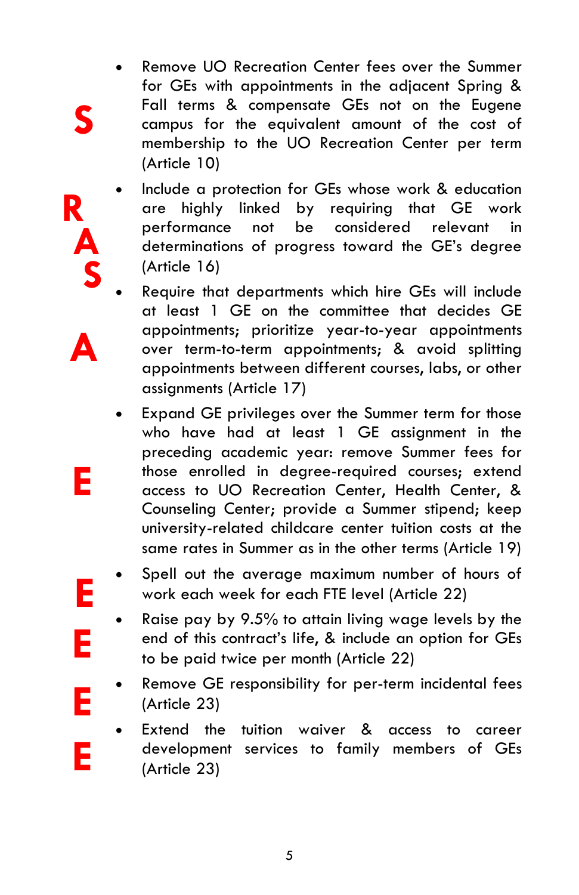- Remove UO Recreation Center fees over the Summer for GEs with appointments in the adjacent Spring & Fall terms & compensate GEs not on the Eugene campus for the equivalent amount of the cost of membership to the UO Recreation Center per term (Article 10)
- Include a protection for GEs whose work & education are highly linked by requiring that GE work performance not be considered relevant in determinations of progress toward the GE's degree (Article 16)
- Require that departments which hire GEs will include at least 1 GE on the committee that decides GE appointments; prioritize year-to-year appointments over term-to-term appointments; & avoid splitting appointments between different courses, labs, or other assignments (Article 17)
- Expand GE privileges over the Summer term for those who have had at least 1 GE assignment in the preceding academic year: remove Summer fees for those enrolled in degree-required courses; extend access to UO Recreation Center, Health Center, & Counseling Center; provide a Summer stipend; keep university-related childcare center tuition costs at the same rates in Summer as in the other terms (Article 19)
- Spell out the average maximum number of hours of work each week for each FTE level (Article 22)
- Raise pay by 9.5% to attain living wage levels by the end of this contract's life, & include an option for GEs to be paid twice per month (Article 22)
- Remove GE responsibility for per-term incidental fees (Article 23)
- Extend the tuition waiver & access to career development services to family members of GEs (Article 23)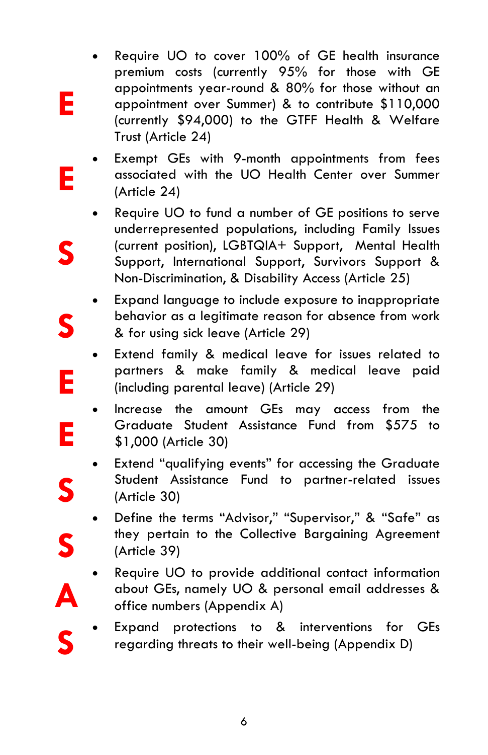- **E** Require UO to cover 100% of GE health insurance premium costs (currently 95% for those with GE appointments year-round & 80% for those without an appointment over Summer) & to contribute $110,000 (currently $94,000) to the GTFF Health & Welfare Trust (Article 24)
- **E** Exempt GEs with 9-month appointments from fees associated with the UO Health Center over Summer (Article 24)
- **S** Require UO to fund a number of GE positions to serve underrepresented populations, including Family Issues (current position), LGBTQIA+ Support, Mental Health Support, International Support, Survivors Support & Non-Discrimination, & Disability Access (Article 25)
- **S** Expand language to include exposure to inappropriate behavior as a legitimate reason for absence from work & for using sick leave (Article 29)
- **E** Extend family & medical leave for issues related to partners & make family & medical leave paid (including parental leave) (Article 29)
- **E** Increase the amount GEs may access from the Graduate Student Assistance Fund from $575 to $1,000 (Article 30)
- **S** Extend "qualifying events" for accessing the Graduate Student Assistance Fund to partner-related issues (Article 30)
- **S** Define the terms "Advisor," "Supervisor," & "Safe" as they pertain to the Collective Bargaining Agreement (Article 39)
- **A** Require UO to provide additional contact information about GEs, namely UO & personal email addresses & office numbers (Appendix A)
- **S** Expand protections to & interventions for GEs regarding threats to their well-being (Appendix D)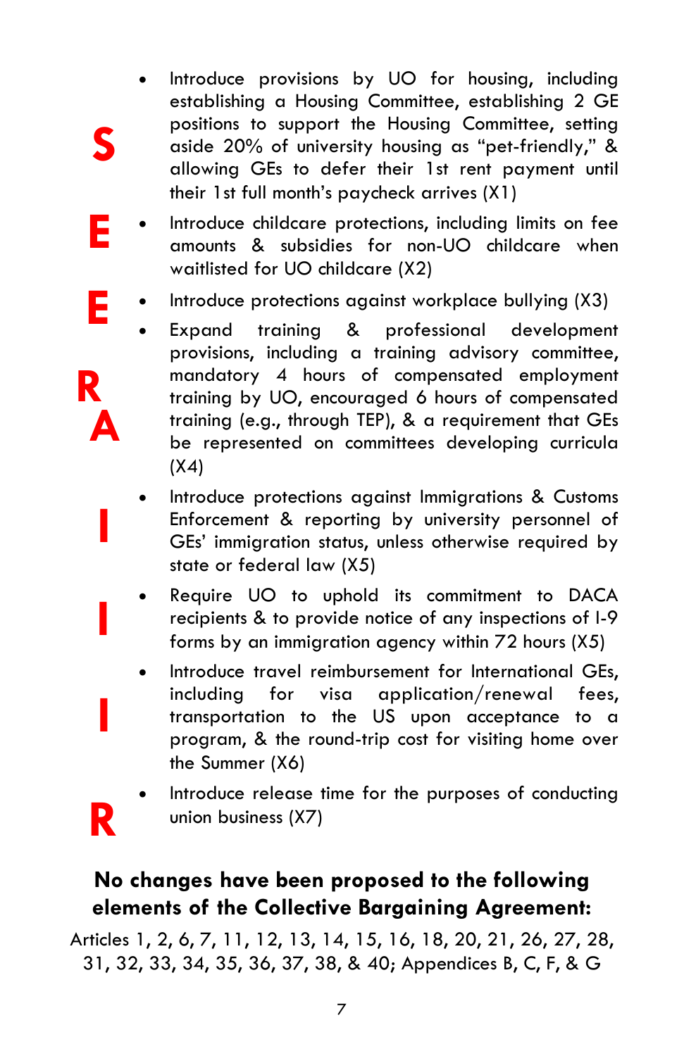- Introduce provisions by UO for housing, including establishing a Housing Committee, establishing 2 GE positions to support the Housing Committee, setting aside 20% of university housing as "pet-friendly," & allowing GEs to defer their 1st rent payment until their 1st full month's paycheck arrives (X1)
- Introduce childcare protections, including limits on fee amounts & subsidies for non-UO childcare when waitlisted for UO childcare (X2)
- Introduce protections against workplace bullying (X3)
- Expand training & professional development provisions, including a training advisory committee, mandatory 4 hours of compensated employment training by UO, encouraged 6 hours of compensated training (e.g., through TEP), & a requirement that GEs be represented on committees developing curricula (X4)
- Introduce protections against Immigrations & Customs Enforcement & reporting by university personnel of GEs' immigration status, unless otherwise required by state or federal law (X5)
- Require UO to uphold its commitment to DACA recipients & to provide notice of any inspections of I-9 forms by an immigration agency within 72 hours (X5)
- Introduce travel reimbursement for International GEs, including for visa application/renewal fees, transportation to the US upon acceptance to a program, & the round-trip cost for visiting home over the Summer (X6)
- Introduce release time for the purposes of conducting union business (X7)

**No changes have been proposed to the following elements of the Collective Bargaining Agreement:**

Articles 1, 2, 6, 7, 11, 12, 13, 14, 15, 16, 18, 20, 21, 26, 27, 28, 31, 32, 33, 34, 35, 36, 37, 38, & 40; Appendices B, C, F, & G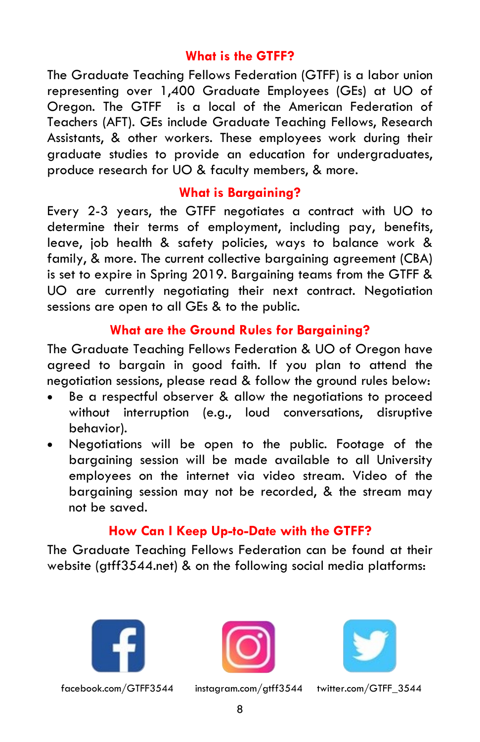## What is the GTFF?

The Graduate Teaching Fellows Federation (GTFF) is a labor union representing over 1,400 Graduate Employees (GEs) at UO of Oregon. The GTFF is a local of the American Federation of Teachers (AFT). GEs include Graduate Teaching Fellows, Research Assistants, & other workers. These employees work during their graduate studies to provide an education for undergraduates, produce research for UO & faculty members, & more.

## What is Bargaining?

Every 2-3 years, the GTFF negotiates a contract with UO to determine their terms of employment, including pay, benefits, leave, job health & safety policies, ways to balance work & family, & more. The current collective bargaining agreement (CBA) is set to expire in Spring 2019. Bargaining teams from the GTFF & UO are currently negotiating their next contract. Negotiation sessions are open to all GEs & to the public.

## What are the Ground Rules for Bargaining?

The Graduate Teaching Fellows Federation & UO of Oregon have agreed to bargain in good faith. If you plan to attend the negotiation sessions, please read & follow the ground rules below:

- Be a respectful observer & allow the negotiations to proceed without interruption (e.g., loud conversations, disruptive behavior).
- Negotiations will be open to the public. Footage of the bargaining session will be made available to all University employees on the internet via video stream. Video of the bargaining session may not be recorded, & the stream may not be saved.

## How Can I Keep Up-to-Date with the GTFF?

The Graduate Teaching Fellows Federation can be found at their website (gtff3544.net) & on the following social media platforms:

facebook.com/GTFF3544

instagram.com/gtff3544

twitter.com/GTFF_3544